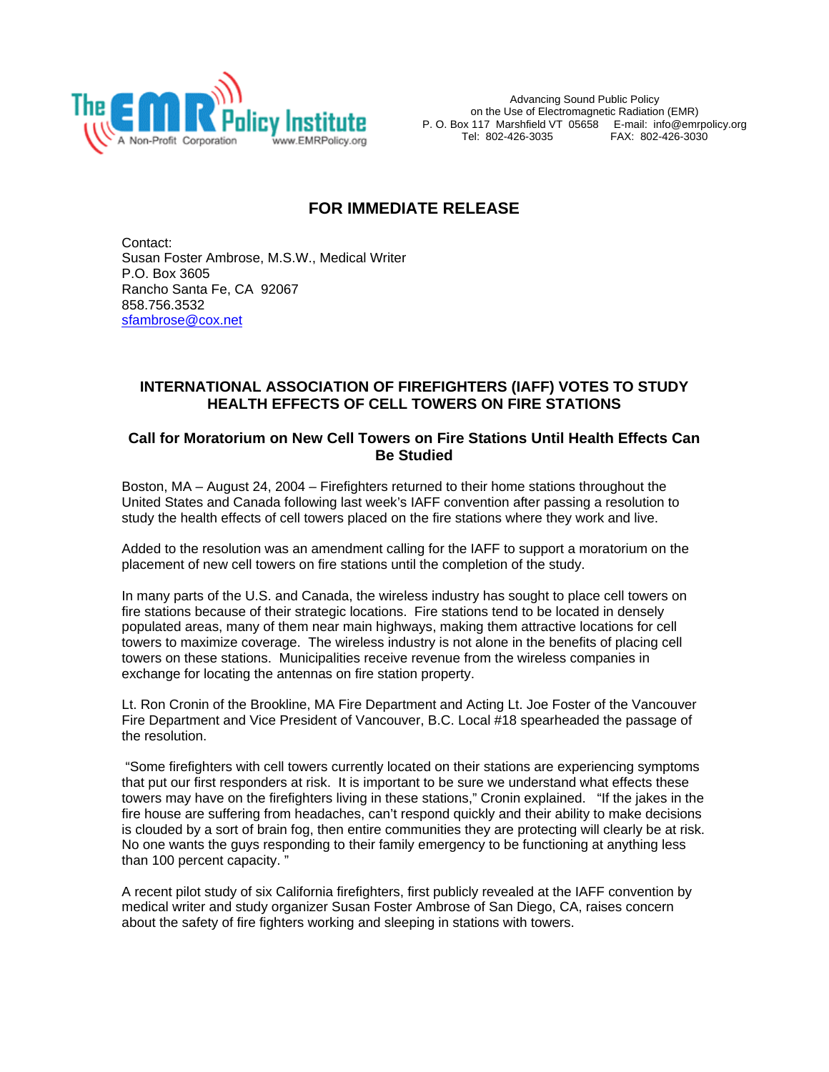The EMR Policy Institute
A Non-Profit Corporation www.EMRPolicy.org

Advancing Sound Public Policy
on the Use of Electromagnetic Radiation (EMR)
P. O. Box 117 Marshfield VT 05658 E-mail: info@emrpolicy.org
Tel: 802-426-3035 FAX: 802-426-3030

## FOR IMMEDIATE RELEASE

Contact:
Susan Foster Ambrose, M.S.W., Medical Writer
P.O. Box 3605
Rancho Santa Fe, CA 92067
858.756.3532
sfambrose@cox.net

# INTERNATIONAL ASSOCIATION OF FIREFIGHTERS (IAFF) VOTES TO STUDY HEALTH EFFECTS OF CELL TOWERS ON FIRE STATIONS

## Call for Moratorium on New Cell Towers on Fire Stations Until Health Effects Can Be Studied

Boston, MA – August 24, 2004 – Firefighters returned to their home stations throughout the United States and Canada following last week's IAFF convention after passing a resolution to study the health effects of cell towers placed on the fire stations where they work and live.

Added to the resolution was an amendment calling for the IAFF to support a moratorium on the placement of new cell towers on fire stations until the completion of the study.

In many parts of the U.S. and Canada, the wireless industry has sought to place cell towers on fire stations because of their strategic locations. Fire stations tend to be located in densely populated areas, many of them near main highways, making them attractive locations for cell towers to maximize coverage. The wireless industry is not alone in the benefits of placing cell towers on these stations. Municipalities receive revenue from the wireless companies in exchange for locating the antennas on fire station property.

Lt. Ron Cronin of the Brookline, MA Fire Department and Acting Lt. Joe Foster of the Vancouver Fire Department and Vice President of Vancouver, B.C. Local #18 spearheaded the passage of the resolution.

"Some firefighters with cell towers currently located on their stations are experiencing symptoms that put our first responders at risk. It is important to be sure we understand what effects these towers may have on the firefighters living in these stations," Cronin explained. "If the jakes in the fire house are suffering from headaches, can't respond quickly and their ability to make decisions is clouded by a sort of brain fog, then entire communities they are protecting will clearly be at risk. No one wants the guys responding to their family emergency to be functioning at anything less than 100 percent capacity."

A recent pilot study of six California firefighters, first publicly revealed at the IAFF convention by medical writer and study organizer Susan Foster Ambrose of San Diego, CA, raises concern about the safety of fire fighters working and sleeping in stations with towers.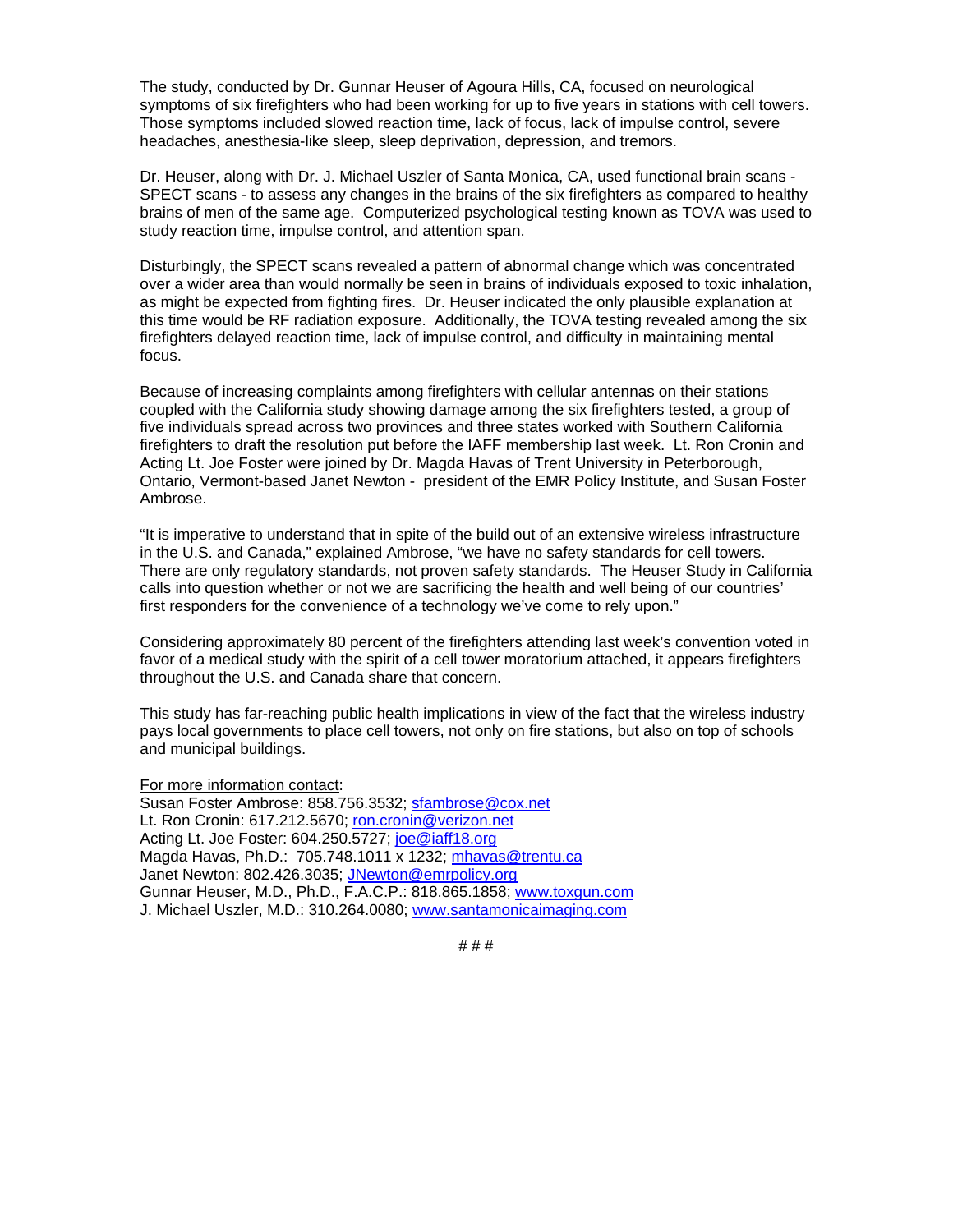The study, conducted by Dr. Gunnar Heuser of Agoura Hills, CA, focused on neurological symptoms of six firefighters who had been working for up to five years in stations with cell towers. Those symptoms included slowed reaction time, lack of focus, lack of impulse control, severe headaches, anesthesia-like sleep, sleep deprivation, depression, and tremors.

Dr. Heuser, along with Dr. J. Michael Uszler of Santa Monica, CA, used functional brain scans - SPECT scans - to assess any changes in the brains of the six firefighters as compared to healthy brains of men of the same age. Computerized psychological testing known as TOVA was used to study reaction time, impulse control, and attention span.

Disturbingly, the SPECT scans revealed a pattern of abnormal change which was concentrated over a wider area than would normally be seen in brains of individuals exposed to toxic inhalation, as might be expected from fighting fires. Dr. Heuser indicated the only plausible explanation at this time would be RF radiation exposure. Additionally, the TOVA testing revealed among the six firefighters delayed reaction time, lack of impulse control, and difficulty in maintaining mental focus.

Because of increasing complaints among firefighters with cellular antennas on their stations coupled with the California study showing damage among the six firefighters tested, a group of five individuals spread across two provinces and three states worked with Southern California firefighters to draft the resolution put before the IAFF membership last week. Lt. Ron Cronin and Acting Lt. Joe Foster were joined by Dr. Magda Havas of Trent University in Peterborough, Ontario, Vermont-based Janet Newton - president of the EMR Policy Institute, and Susan Foster Ambrose.

"It is imperative to understand that in spite of the build out of an extensive wireless infrastructure in the U.S. and Canada," explained Ambrose, "we have no safety standards for cell towers. There are only regulatory standards, not proven safety standards. The Heuser Study in California calls into question whether or not we are sacrificing the health and well being of our countries' first responders for the convenience of a technology we've come to rely upon."

Considering approximately 80 percent of the firefighters attending last week's convention voted in favor of a medical study with the spirit of a cell tower moratorium attached, it appears firefighters throughout the U.S. and Canada share that concern.

This study has far-reaching public health implications in view of the fact that the wireless industry pays local governments to place cell towers, not only on fire stations, but also on top of schools and municipal buildings.

For more information contact:
Susan Foster Ambrose: 858.756.3532; sfambrose@cox.net
Lt. Ron Cronin: 617.212.5670; ron.cronin@verizon.net
Acting Lt. Joe Foster: 604.250.5727; joe@iaff18.org
Magda Havas, Ph.D.: 705.748.1011 x 1232; mhavas@trentu.ca
Janet Newton: 802.426.3035; JNewton@emrpolicy.org
Gunnar Heuser, M.D., Ph.D., F.A.C.P.: 818.865.1858; www.toxgun.com
J. Michael Uszler, M.D.: 310.264.0080; www.santamonicaimaging.com

# # #